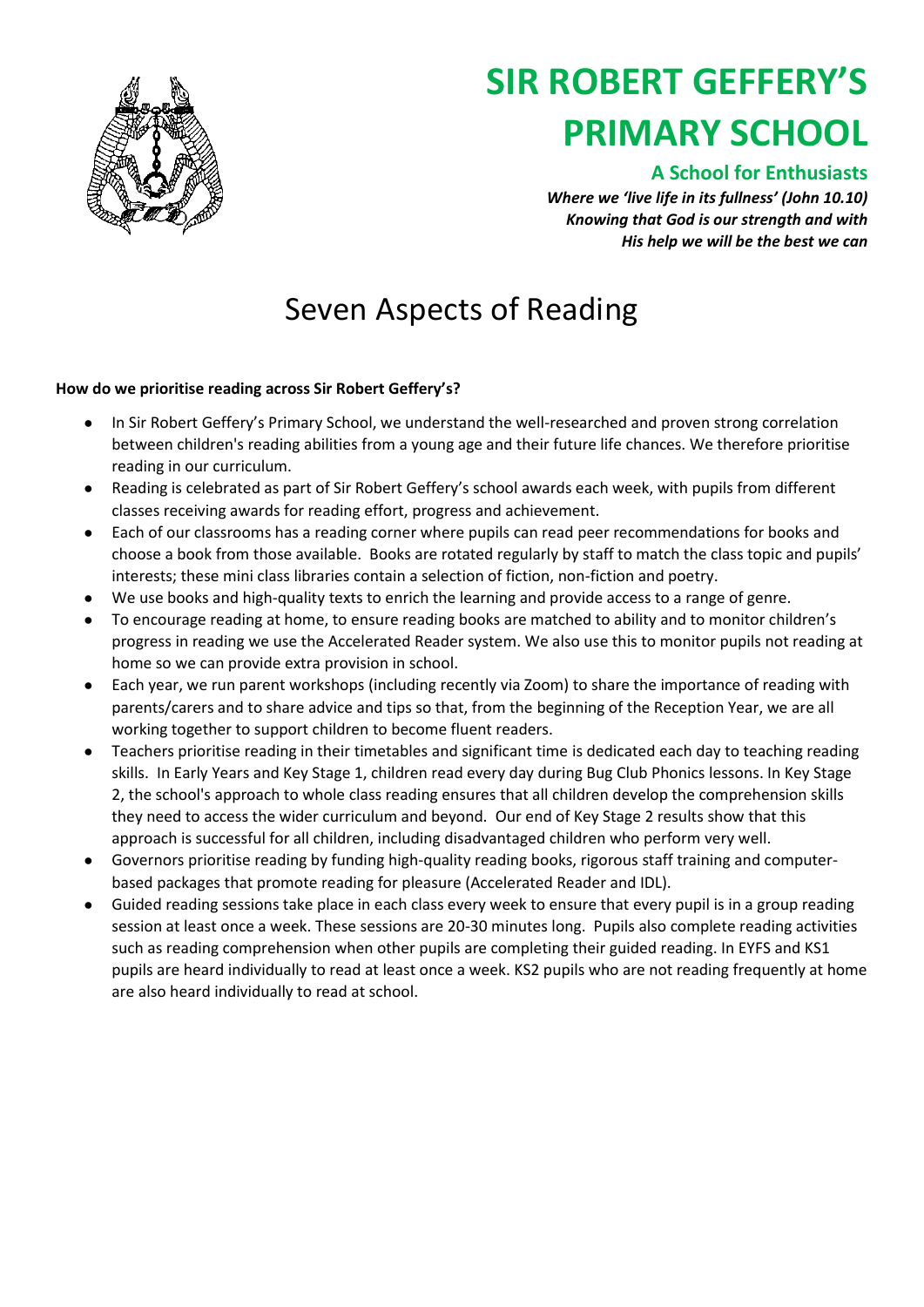# SIR ROBERT GEFFERY'S PRIMARY SCHOOL

### A School for Enthusiasts

***Where we 'live life in its fullness' (John 10.10)***
***Knowing that God is our strength and with***
***His help we will be the best we can***

# Seven Aspects of Reading

**How do we prioritise reading across Sir Robert Geffery's?**

- In Sir Robert Geffery's Primary School, we understand the well-researched and proven strong correlation between children's reading abilities from a young age and their future life chances. We therefore prioritise reading in our curriculum.
- Reading is celebrated as part of Sir Robert Geffery's school awards each week, with pupils from different classes receiving awards for reading effort, progress and achievement.
- Each of our classrooms has a reading corner where pupils can read peer recommendations for books and choose a book from those available. Books are rotated regularly by staff to match the class topic and pupils' interests; these mini class libraries contain a selection of fiction, non-fiction and poetry.
- We use books and high-quality texts to enrich the learning and provide access to a range of genre.
- To encourage reading at home, to ensure reading books are matched to ability and to monitor children's progress in reading we use the Accelerated Reader system. We also use this to monitor pupils not reading at home so we can provide extra provision in school.
- Each year, we run parent workshops (including recently via Zoom) to share the importance of reading with parents/carers and to share advice and tips so that, from the beginning of the Reception Year, we are all working together to support children to become fluent readers.
- Teachers prioritise reading in their timetables and significant time is dedicated each day to teaching reading skills. In Early Years and Key Stage 1, children read every day during Bug Club Phonics lessons. In Key Stage 2, the school's approach to whole class reading ensures that all children develop the comprehension skills they need to access the wider curriculum and beyond. Our end of Key Stage 2 results show that this approach is successful for all children, including disadvantaged children who perform very well.
- Governors prioritise reading by funding high-quality reading books, rigorous staff training and computer-based packages that promote reading for pleasure (Accelerated Reader and IDL).
- Guided reading sessions take place in each class every week to ensure that every pupil is in a group reading session at least once a week. These sessions are 20-30 minutes long. Pupils also complete reading activities such as reading comprehension when other pupils are completing their guided reading. In EYFS and KS1 pupils are heard individually to read at least once a week. KS2 pupils who are not reading frequently at home are also heard individually to read at school.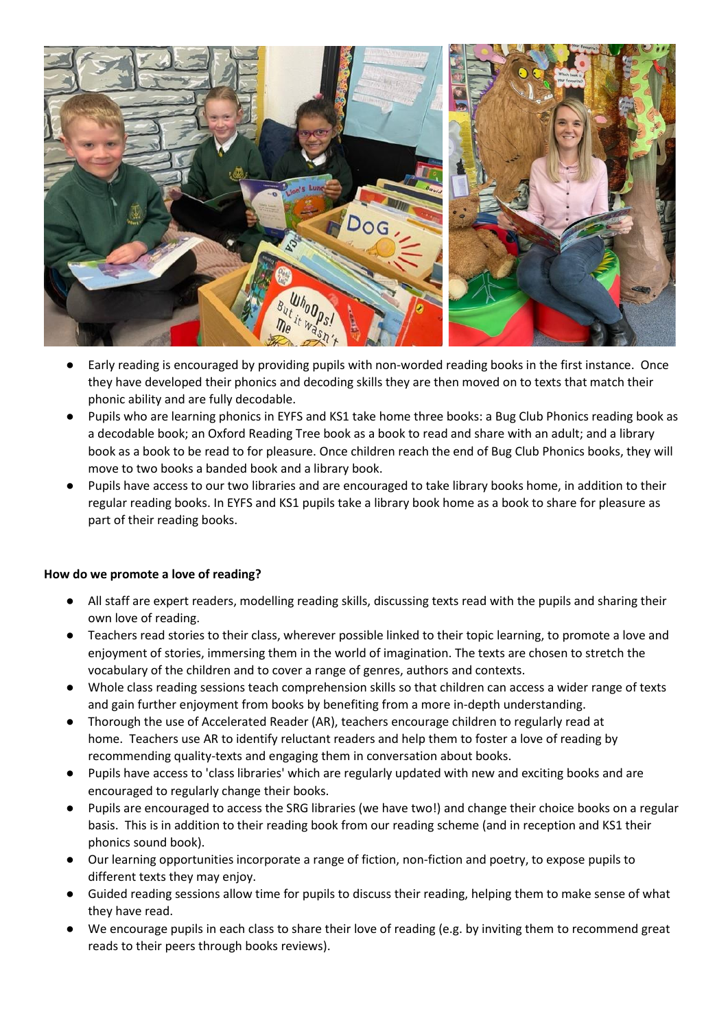- Early reading is encouraged by providing pupils with non-worded reading books in the first instance. Once they have developed their phonics and decoding skills they are then moved on to texts that match their phonic ability and are fully decodable.
- Pupils who are learning phonics in EYFS and KS1 take home three books: a Bug Club Phonics reading book as a decodable book; an Oxford Reading Tree book as a book to read and share with an adult; and a library book as a book to be read to for pleasure. Once children reach the end of Bug Club Phonics books, they will move to two books a banded book and a library book.
- Pupils have access to our two libraries and are encouraged to take library books home, in addition to their regular reading books. In EYFS and KS1 pupils take a library book home as a book to share for pleasure as part of their reading books.

**How do we promote a love of reading?**

- All staff are expert readers, modelling reading skills, discussing texts read with the pupils and sharing their own love of reading.
- Teachers read stories to their class, wherever possible linked to their topic learning, to promote a love and enjoyment of stories, immersing them in the world of imagination. The texts are chosen to stretch the vocabulary of the children and to cover a range of genres, authors and contexts.
- Whole class reading sessions teach comprehension skills so that children can access a wider range of texts and gain further enjoyment from books by benefiting from a more in-depth understanding.
- Thorough the use of Accelerated Reader (AR), teachers encourage children to regularly read at home. Teachers use AR to identify reluctant readers and help them to foster a love of reading by recommending quality-texts and engaging them in conversation about books.
- Pupils have access to 'class libraries' which are regularly updated with new and exciting books and are encouraged to regularly change their books.
- Pupils are encouraged to access the SRG libraries (we have two!) and change their choice books on a regular basis. This is in addition to their reading book from our reading scheme (and in reception and KS1 their phonics sound book).
- Our learning opportunities incorporate a range of fiction, non-fiction and poetry, to expose pupils to different texts they may enjoy.
- Guided reading sessions allow time for pupils to discuss their reading, helping them to make sense of what they have read.
- We encourage pupils in each class to share their love of reading (e.g. by inviting them to recommend great reads to their peers through books reviews).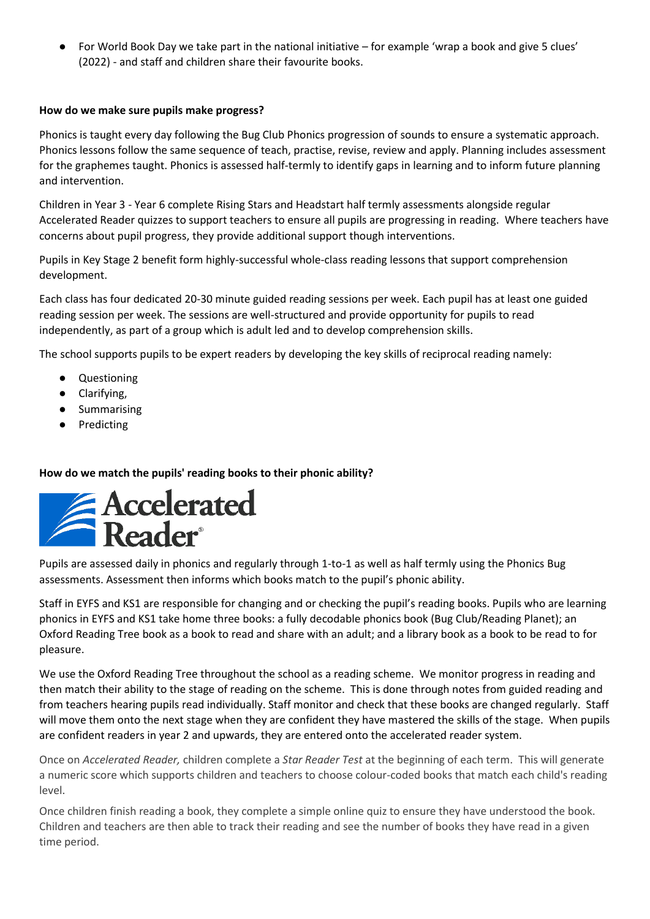- For World Book Day we take part in the national initiative – for example 'wrap a book and give 5 clues' (2022) - and staff and children share their favourite books.

**How do we make sure pupils make progress?**

Phonics is taught every day following the Bug Club Phonics progression of sounds to ensure a systematic approach. Phonics lessons follow the same sequence of teach, practise, revise, review and apply. Planning includes assessment for the graphemes taught. Phonics is assessed half-termly to identify gaps in learning and to inform future planning and intervention.

Children in Year 3 - Year 6 complete Rising Stars and Headstart half termly assessments alongside regular Accelerated Reader quizzes to support teachers to ensure all pupils are progressing in reading. Where teachers have concerns about pupil progress, they provide additional support though interventions.

Pupils in Key Stage 2 benefit form highly-successful whole-class reading lessons that support comprehension development.

Each class has four dedicated 20-30 minute guided reading sessions per week. Each pupil has at least one guided reading session per week. The sessions are well-structured and provide opportunity for pupils to read independently, as part of a group which is adult led and to develop comprehension skills.

The school supports pupils to be expert readers by developing the key skills of reciprocal reading namely:

- Questioning
- Clarifying,
- Summarising
- Predicting

**How do we match the pupils' reading books to their phonic ability?**

Accelerated Reader

Pupils are assessed daily in phonics and regularly through 1-to-1 as well as half termly using the Phonics Bug assessments. Assessment then informs which books match to the pupil's phonic ability.

Staff in EYFS and KS1 are responsible for changing and or checking the pupil's reading books. Pupils who are learning phonics in EYFS and KS1 take home three books: a fully decodable phonics book (Bug Club/Reading Planet); an Oxford Reading Tree book as a book to read and share with an adult; and a library book as a book to be read to for pleasure.

We use the Oxford Reading Tree throughout the school as a reading scheme. We monitor progress in reading and then match their ability to the stage of reading on the scheme. This is done through notes from guided reading and from teachers hearing pupils read individually. Staff monitor and check that these books are changed regularly. Staff will move them onto the next stage when they are confident they have mastered the skills of the stage. When pupils are confident readers in year 2 and upwards, they are entered onto the accelerated reader system.

Once on *Accelerated Reader,* children complete a *Star Reader Test* at the beginning of each term. This will generate a numeric score which supports children and teachers to choose colour-coded books that match each child's reading level.

Once children finish reading a book, they complete a simple online quiz to ensure they have understood the book. Children and teachers are then able to track their reading and see the number of books they have read in a given time period.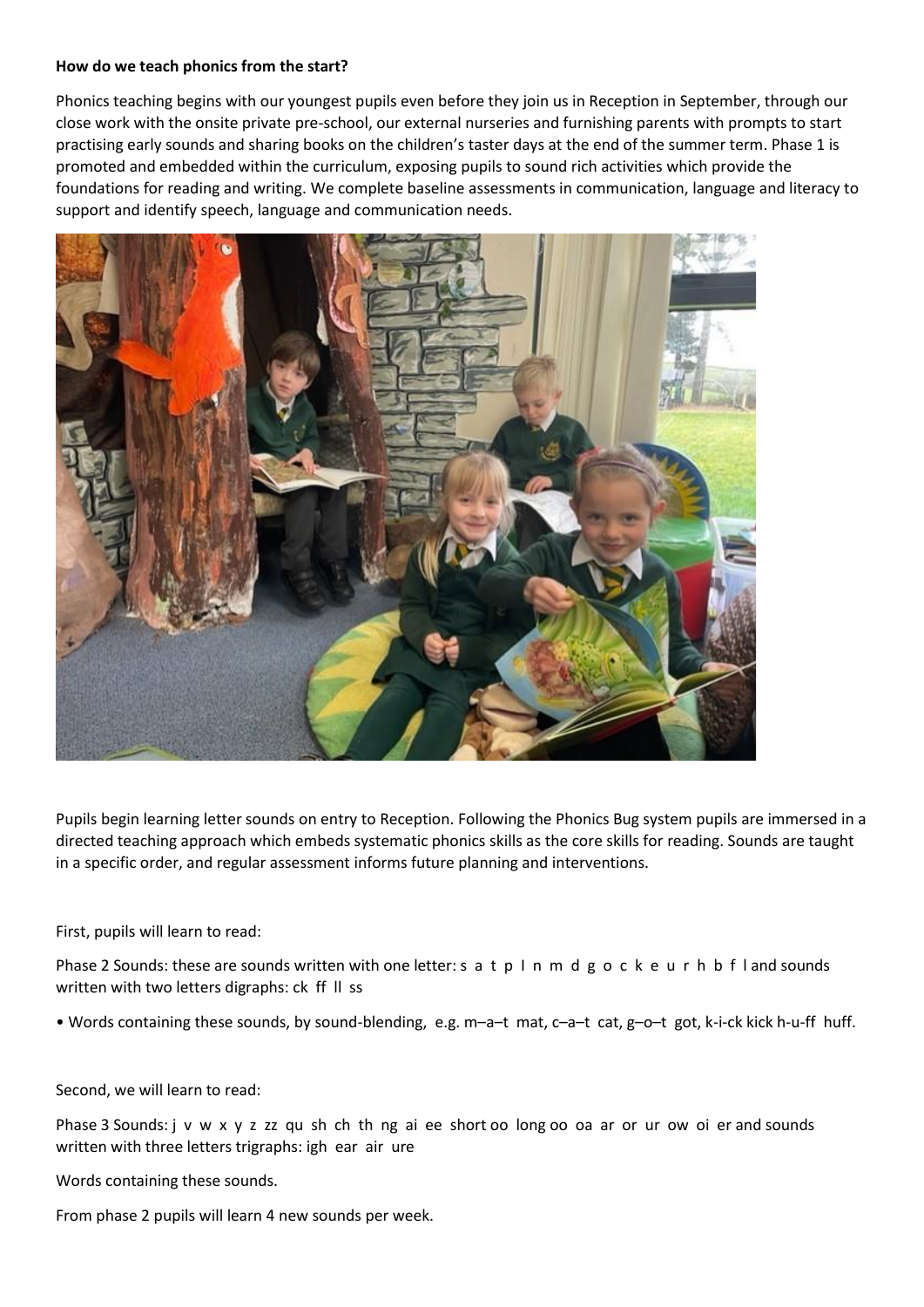**How do we teach phonics from the start?**

Phonics teaching begins with our youngest pupils even before they join us in Reception in September, through our close work with the onsite private pre-school, our external nurseries and furnishing parents with prompts to start practising early sounds and sharing books on the children's taster days at the end of the summer term. Phase 1 is promoted and embedded within the curriculum, exposing pupils to sound rich activities which provide the foundations for reading and writing. We complete baseline assessments in communication, language and literacy to support and identify speech, language and communication needs.

Pupils begin learning letter sounds on entry to Reception. Following the Phonics Bug system pupils are immersed in a directed teaching approach which embeds systematic phonics skills as the core skills for reading. Sounds are taught in a specific order, and regular assessment informs future planning and interventions.

First, pupils will learn to read:

Phase 2 Sounds: these are sounds written with one letter: s a t p I n m d g o c k e u r h b f l and sounds written with two letters digraphs: ck ff ll ss

- Words containing these sounds, by sound-blending, e.g. m–a–t mat, c–a–t cat, g–o–t got, k-i-ck kick h-u-ff huff.

Second, we will learn to read:

Phase 3 Sounds: j v w x y z zz qu sh ch th ng ai ee short oo long oo oa ar or ur ow oi er and sounds written with three letters trigraphs: igh ear air ure

Words containing these sounds.

From phase 2 pupils will learn 4 new sounds per week.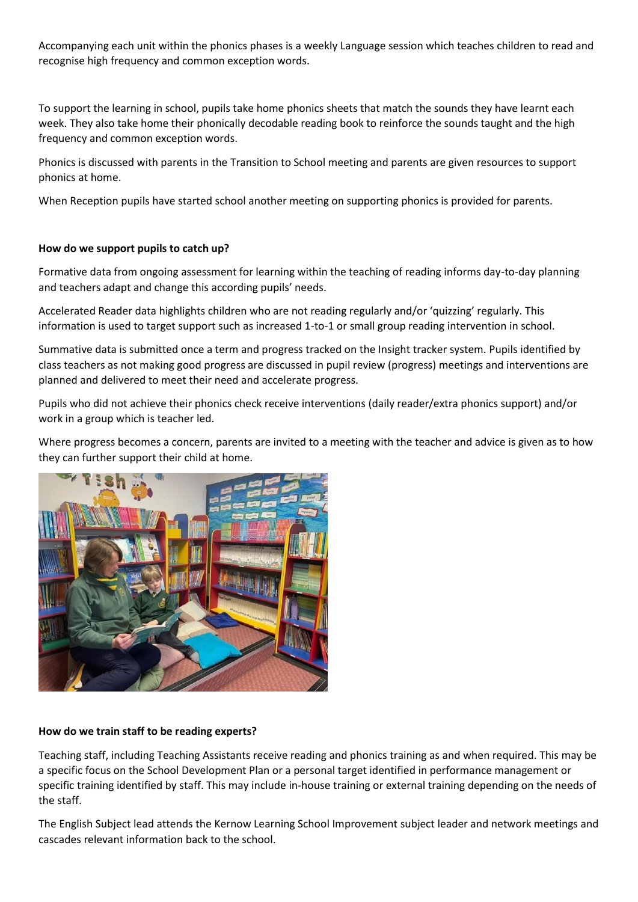Accompanying each unit within the phonics phases is a weekly Language session which teaches children to read and recognise high frequency and common exception words.

To support the learning in school, pupils take home phonics sheets that match the sounds they have learnt each week. They also take home their phonically decodable reading book to reinforce the sounds taught and the high frequency and common exception words.

Phonics is discussed with parents in the Transition to School meeting and parents are given resources to support phonics at home.

When Reception pupils have started school another meeting on supporting phonics is provided for parents.

**How do we support pupils to catch up?**

Formative data from ongoing assessment for learning within the teaching of reading informs day-to-day planning and teachers adapt and change this according pupils' needs.

Accelerated Reader data highlights children who are not reading regularly and/or 'quizzing' regularly. This information is used to target support such as increased 1-to-1 or small group reading intervention in school.

Summative data is submitted once a term and progress tracked on the Insight tracker system. Pupils identified by class teachers as not making good progress are discussed in pupil review (progress) meetings and interventions are planned and delivered to meet their need and accelerate progress.

Pupils who did not achieve their phonics check receive interventions (daily reader/extra phonics support) and/or work in a group which is teacher led.

Where progress becomes a concern, parents are invited to a meeting with the teacher and advice is given as to how they can further support their child at home.

**How do we train staff to be reading experts?**

Teaching staff, including Teaching Assistants receive reading and phonics training as and when required. This may be a specific focus on the School Development Plan or a personal target identified in performance management or specific training identified by staff. This may include in-house training or external training depending on the needs of the staff.

The English Subject lead attends the Kernow Learning School Improvement subject leader and network meetings and cascades relevant information back to the school.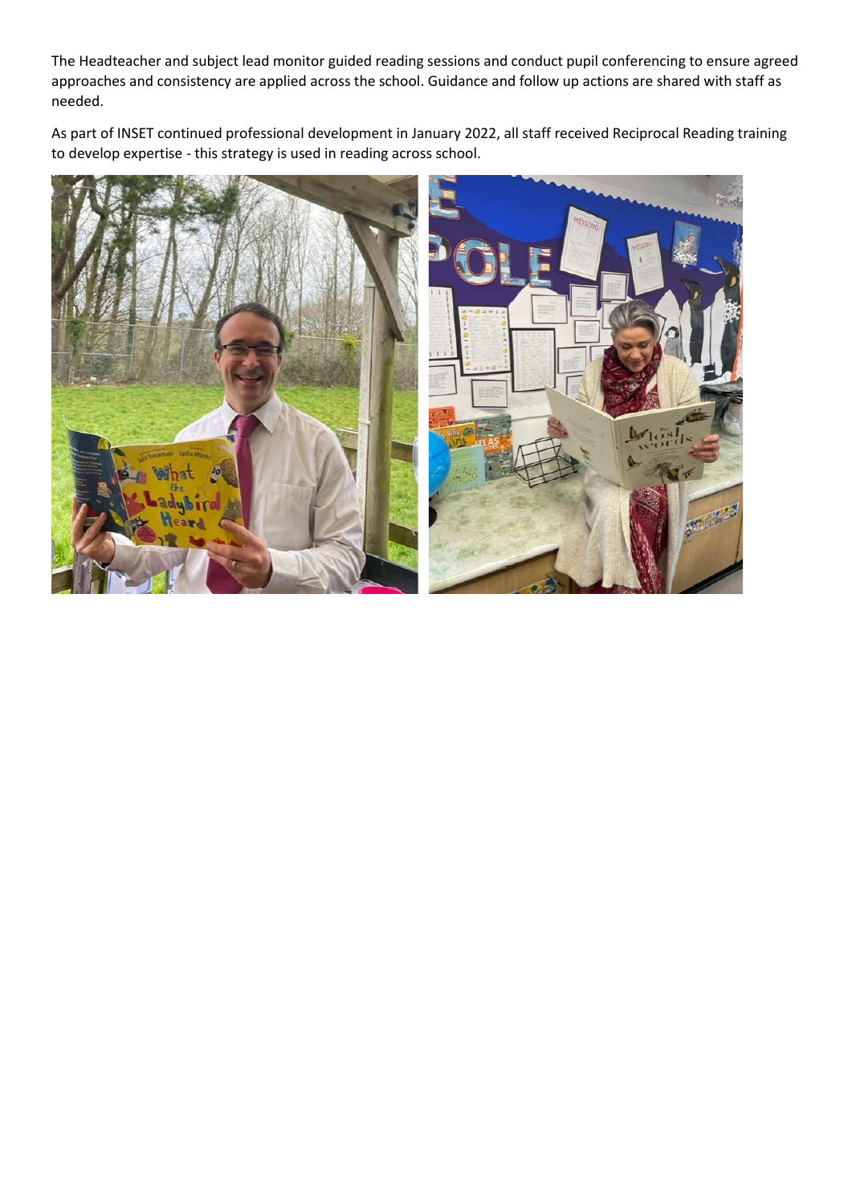The Headteacher and subject lead monitor guided reading sessions and conduct pupil conferencing to ensure agreed approaches and consistency are applied across the school. Guidance and follow up actions are shared with staff as needed.

As part of INSET continued professional development in January 2022, all staff received Reciprocal Reading training to develop expertise - this strategy is used in reading across school.